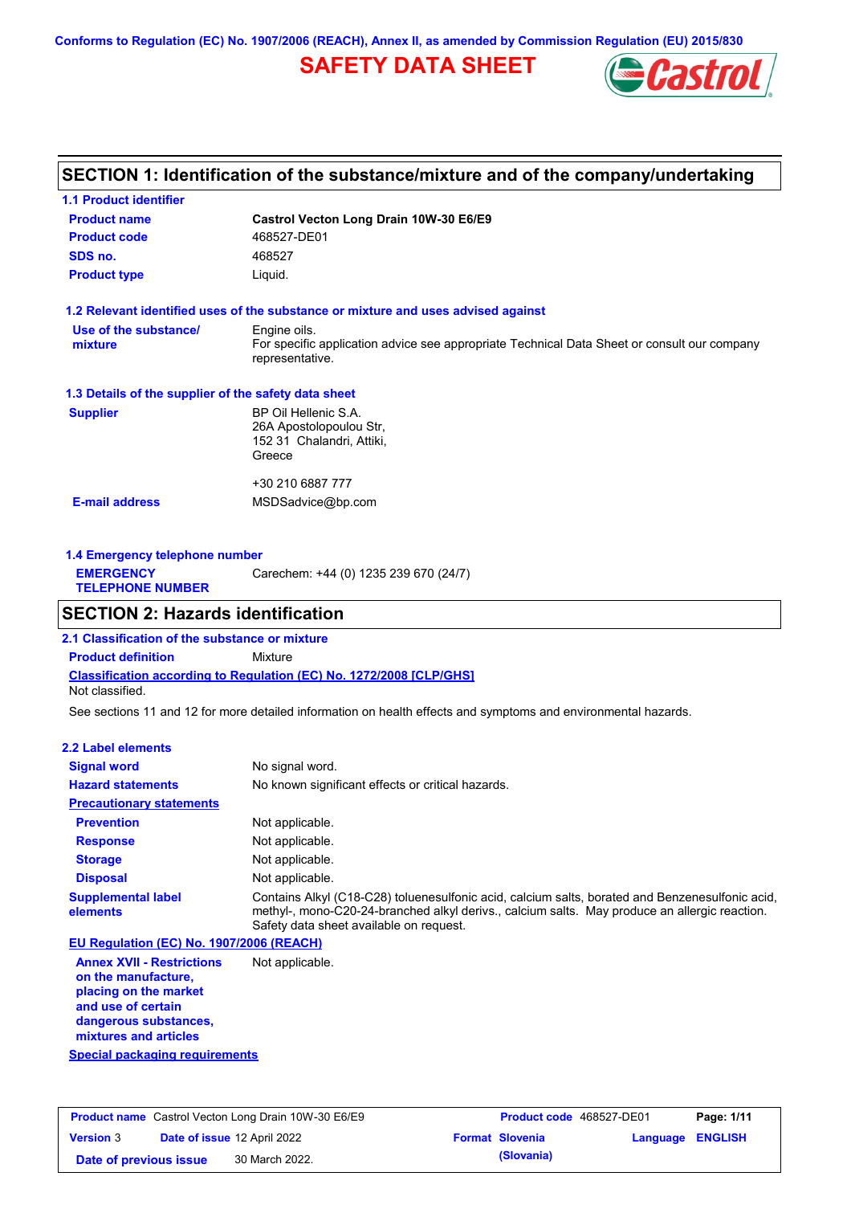Conforms to Regulation (EC) No. 1907/2006 (REACH), Annex II, as amended by Commission Regulation (EU) 2015/830

# SAFETY DATA SHEET

## SECTION 1: Identification of the substance/mixture and of the company/undertaking

### 1.1 Product identifier

| | |
|---|---|
| **Product name** | **Castrol Vecton Long Drain 10W-30 E6/E9** |
| **Product code** | 468527-DE01 |
| **SDS no.** | 468527 |
| **Product type** | Liquid. |

### 1.2 Relevant identified uses of the substance or mixture and uses advised against

| | |
|---|---|
| **Use of the substance/ mixture** | Engine oils. For specific application advice see appropriate Technical Data Sheet or consult our company representative. |

### 1.3 Details of the supplier of the safety data sheet

| | |
|---|---|
| **Supplier** | BP Oil Hellenic S.A. 26A Apostolopoulou Str, 152 31 Chalandri, Attiki, Greece<br><br>+30 210 6887 777 |
| **E-mail address** | MSDSadvice@bp.com |

### 1.4 Emergency telephone number

| | |
|---|---|
| **EMERGENCY TELEPHONE NUMBER** | Carechem: +44 (0) 1235 239 670 (24/7) |

## SECTION 2: Hazards identification

### 2.1 Classification of the substance or mixture

**Product definition** Mixture

**Classification according to Regulation (EC) No. 1272/2008 [CLP/GHS]**

Not classified.

See sections 11 and 12 for more detailed information on health effects and symptoms and environmental hazards.

### 2.2 Label elements

| | |
|---|---|
| **Signal word** | No signal word. |
| **Hazard statements** | No known significant effects or critical hazards. |
| **Precautionary statements** | |
| **Prevention** | Not applicable. |
| **Response** | Not applicable. |
| **Storage** | Not applicable. |
| **Disposal** | Not applicable. |
| **Supplemental label elements** | Contains Alkyl (C18-C28) toluenesulfonic acid, calcium salts, borated and Benzenesulfonic acid, methyl-, mono-C20-24-branched alkyl derivs., calcium salts. May produce an allergic reaction. Safety data sheet available on request. |

**EU Regulation (EC) No. 1907/2006 (REACH)**

| | |
|---|---|
| **Annex XVII - Restrictions on the manufacture, placing on the market and use of certain dangerous substances, mixtures and articles** | Not applicable. |

**Special packaging requirements**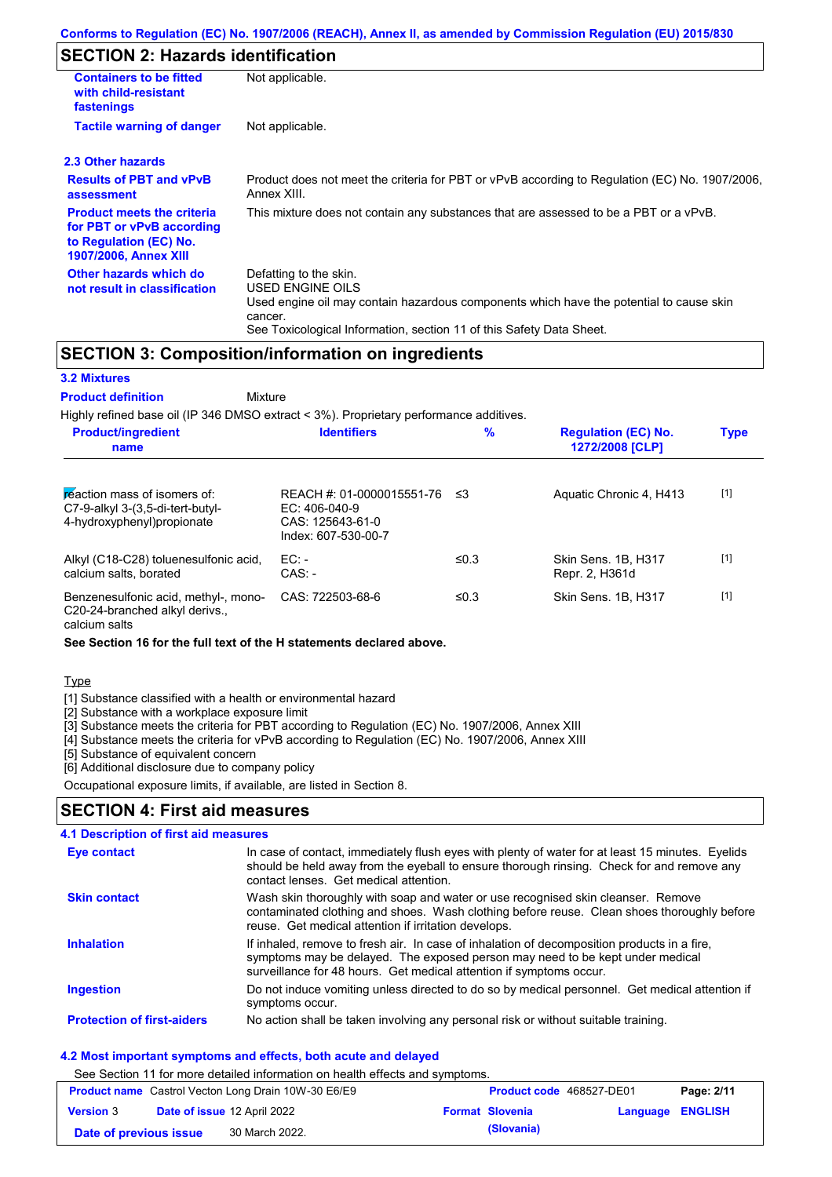Conforms to Regulation (EC) No. 1907/2006 (REACH), Annex II, as amended by Commission Regulation (EU) 2015/830

## SECTION 2: Hazards identification

| | |
|---|---|
| **Containers to be fitted with child-resistant fastenings** | Not applicable. |
| **Tactile warning of danger** | Not applicable. |

### 2.3 Other hazards

| | |
|---|---|
| **Results of PBT and vPvB assessment** | Product does not meet the criteria for PBT or vPvB according to Regulation (EC) No. 1907/2006, Annex XIII. |
| **Product meets the criteria for PBT or vPvB according to Regulation (EC) No. 1907/2006, Annex XIII** | This mixture does not contain any substances that are assessed to be a PBT or a vPvB. |
| **Other hazards which do not result in classification** | Defatting to the skin.<br>USED ENGINE OILS<br>Used engine oil may contain hazardous components which have the potential to cause skin cancer.<br>See Toxicological Information, section 11 of this Safety Data Sheet. |

## SECTION 3: Composition/information on ingredients

### 3.2 Mixtures

**Product definition** Mixture

Highly refined base oil (IP 346 DMSO extract < 3%). Proprietary performance additives.

| Product/ingredient name | Identifiers | % | Regulation (EC) No. 1272/2008 [CLP] | Type |
|---|---|---|---|---|
| reaction mass of isomers of: C7-9-alkyl 3-(3,5-di-tert-butyl-4-hydroxyphenyl)propionate | REACH #: 01-0000015551-76<br>EC: 406-040-9<br>CAS: 125643-61-0<br>Index: 607-530-00-7 | ≤3 | Aquatic Chronic 4, H413 | [1] |
| Alkyl (C18-C28) toluenesulfonic acid, calcium salts, borated | EC: -<br>CAS: - | ≤0.3 | Skin Sens. 1B, H317<br>Repr. 2, H361d | [1] |
| Benzenesulfonic acid, methyl-, mono-C20-24-branched alkyl derivs., calcium salts | CAS: 722503-68-6 | ≤0.3 | Skin Sens. 1B, H317 | [1] |

**See Section 16 for the full text of the H statements declared above.**

Type

[1] Substance classified with a health or environmental hazard
[2] Substance with a workplace exposure limit
[3] Substance meets the criteria for PBT according to Regulation (EC) No. 1907/2006, Annex XIII
[4] Substance meets the criteria for vPvB according to Regulation (EC) No. 1907/2006, Annex XIII
[5] Substance of equivalent concern
[6] Additional disclosure due to company policy

Occupational exposure limits, if available, are listed in Section 8.

## SECTION 4: First aid measures

### 4.1 Description of first aid measures

| | |
|---|---|
| **Eye contact** | In case of contact, immediately flush eyes with plenty of water for at least 15 minutes. Eyelids should be held away from the eyeball to ensure thorough rinsing. Check for and remove any contact lenses. Get medical attention. |
| **Skin contact** | Wash skin thoroughly with soap and water or use recognised skin cleanser. Remove contaminated clothing and shoes. Wash clothing before reuse. Clean shoes thoroughly before reuse. Get medical attention if irritation develops. |
| **Inhalation** | If inhaled, remove to fresh air. In case of inhalation of decomposition products in a fire, symptoms may be delayed. The exposed person may need to be kept under medical surveillance for 48 hours. Get medical attention if symptoms occur. |
| **Ingestion** | Do not induce vomiting unless directed to do so by medical personnel. Get medical attention if symptoms occur. |
| **Protection of first-aiders** | No action shall be taken involving any personal risk or without suitable training. |

### 4.2 Most important symptoms and effects, both acute and delayed

See Section 11 for more detailed information on health effects and symptoms.

| | | | |
|---|---|---|---|
| **Product name** Castrol Vecton Long Drain 10W-30 E6/E9 | | **Product code** 468527-DE01 | |
| **Version** 3 | **Date of issue** 12 April 2022 | **Format** Slovenia (Slovania) | **Language** ENGLISH |
| **Date of previous issue** | 30 March 2022. | | |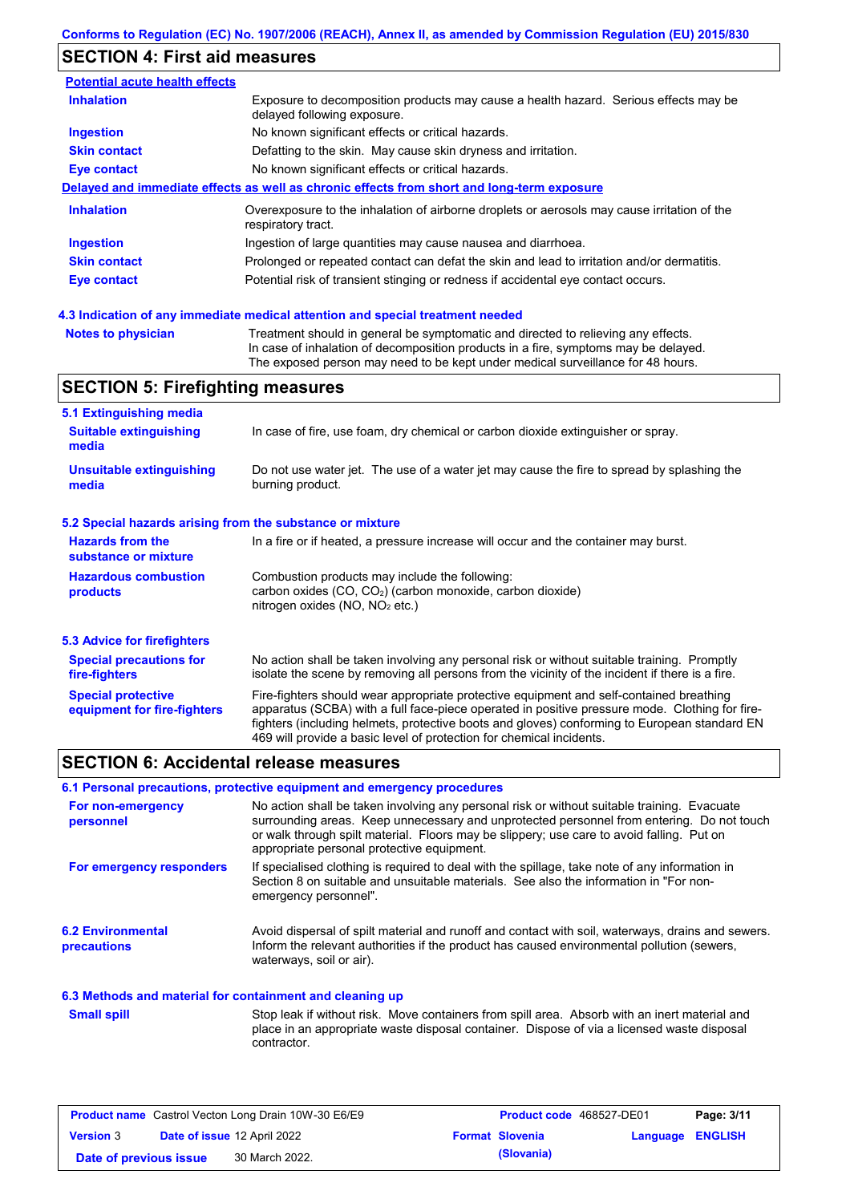## SECTION 4: First aid measures

**Potential acute health effects**

| | |
|---|---|
| **Inhalation** | Exposure to decomposition products may cause a health hazard. Serious effects may be delayed following exposure. |
| **Ingestion** | No known significant effects or critical hazards. |
| **Skin contact** | Defatting to the skin. May cause skin dryness and irritation. |
| **Eye contact** | No known significant effects or critical hazards. |

**Delayed and immediate effects as well as chronic effects from short and long-term exposure**

| | |
|---|---|
| **Inhalation** | Overexposure to the inhalation of airborne droplets or aerosols may cause irritation of the respiratory tract. |
| **Ingestion** | Ingestion of large quantities may cause nausea and diarrhoea. |
| **Skin contact** | Prolonged or repeated contact can defat the skin and lead to irritation and/or dermatitis. |
| **Eye contact** | Potential risk of transient stinging or redness if accidental eye contact occurs. |

### 4.3 Indication of any immediate medical attention and special treatment needed

| | |
|---|---|
| **Notes to physician** | Treatment should in general be symptomatic and directed to relieving any effects. In case of inhalation of decomposition products in a fire, symptoms may be delayed. The exposed person may need to be kept under medical surveillance for 48 hours. |

## SECTION 5: Firefighting measures

### 5.1 Extinguishing media

| | |
|---|---|
| **Suitable extinguishing media** | In case of fire, use foam, dry chemical or carbon dioxide extinguisher or spray. |
| **Unsuitable extinguishing media** | Do not use water jet. The use of a water jet may cause the fire to spread by splashing the burning product. |

### 5.2 Special hazards arising from the substance or mixture

| | |
|---|---|
| **Hazards from the substance or mixture** | In a fire or if heated, a pressure increase will occur and the container may burst. |
| **Hazardous combustion products** | Combustion products may include the following: carbon oxides ($CO$, $CO_2$) (carbon monoxide, carbon dioxide) nitrogen oxides ($NO$, $NO_2$ etc.) |

### 5.3 Advice for firefighters

| | |
|---|---|
| **Special precautions for fire-fighters** | No action shall be taken involving any personal risk or without suitable training. Promptly isolate the scene by removing all persons from the vicinity of the incident if there is a fire. |
| **Special protective equipment for fire-fighters** | Fire-fighters should wear appropriate protective equipment and self-contained breathing apparatus (SCBA) with a full face-piece operated in positive pressure mode. Clothing for fire-fighters (including helmets, protective boots and gloves) conforming to European standard EN 469 will provide a basic level of protection for chemical incidents. |

## SECTION 6: Accidental release measures

### 6.1 Personal precautions, protective equipment and emergency procedures

| | |
|---|---|
| **For non-emergency personnel** | No action shall be taken involving any personal risk or without suitable training. Evacuate surrounding areas. Keep unnecessary and unprotected personnel from entering. Do not touch or walk through spilt material. Floors may be slippery; use care to avoid falling. Put on appropriate personal protective equipment. |
| **For emergency responders** | If specialised clothing is required to deal with the spillage, take note of any information in Section 8 on suitable and unsuitable materials. See also the information in "For non-emergency personnel". |

| | |
|---|---|
| **6.2 Environmental precautions** | Avoid dispersal of spilt material and runoff and contact with soil, waterways, drains and sewers. Inform the relevant authorities if the product has caused environmental pollution (sewers, waterways, soil or air). |

### 6.3 Methods and material for containment and cleaning up

| | |
|---|---|
| **Small spill** | Stop leak if without risk. Move containers from spill area. Absorb with an inert material and place in an appropriate waste disposal container. Dispose of via a licensed waste disposal contractor. |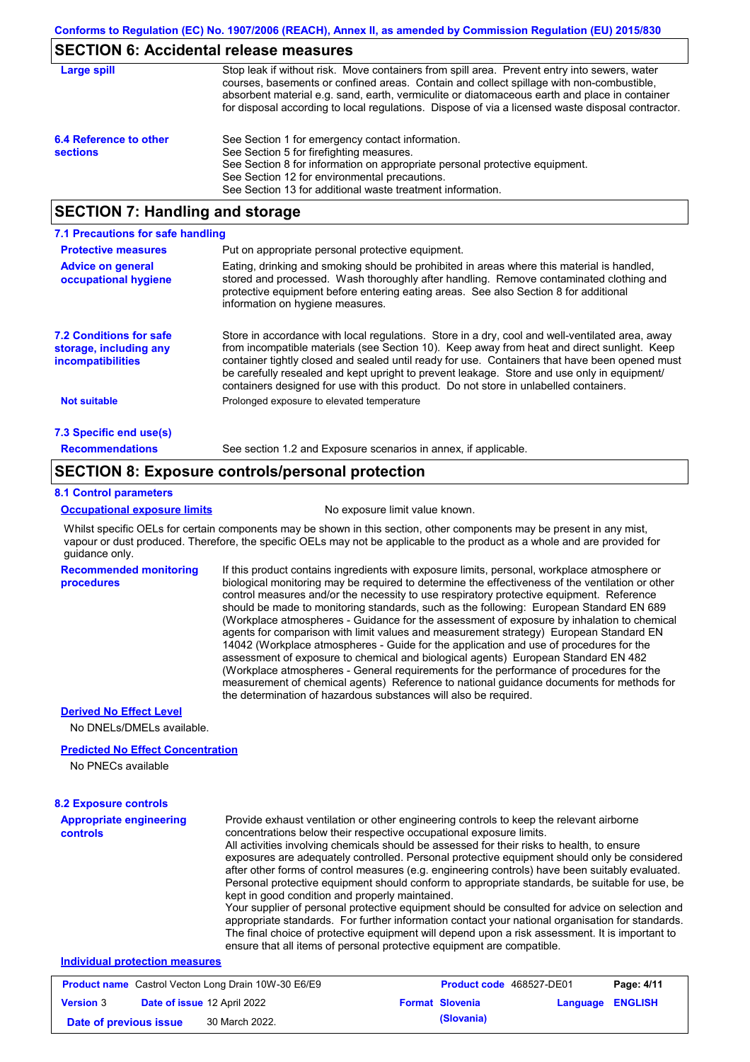## SECTION 6: Accidental release measures

**Large spill**

Stop leak if without risk. Move containers from spill area. Prevent entry into sewers, water courses, basements or confined areas. Contain and collect spillage with non-combustible, absorbent material e.g. sand, earth, vermiculite or diatomaceous earth and place in container for disposal according to local regulations. Dispose of via a licensed waste disposal contractor.

**6.4 Reference to other sections**

See Section 1 for emergency contact information.
See Section 5 for firefighting measures.
See Section 8 for information on appropriate personal protective equipment.
See Section 12 for environmental precautions.
See Section 13 for additional waste treatment information.

## SECTION 7: Handling and storage

### 7.1 Precautions for safe handling

**Protective measures**

Put on appropriate personal protective equipment.

**Advice on general occupational hygiene**

Eating, drinking and smoking should be prohibited in areas where this material is handled, stored and processed. Wash thoroughly after handling. Remove contaminated clothing and protective equipment before entering eating areas. See also Section 8 for additional information on hygiene measures.

**7.2 Conditions for safe storage, including any incompatibilities**

Store in accordance with local regulations. Store in a dry, cool and well-ventilated area, away from incompatible materials (see Section 10). Keep away from heat and direct sunlight. Keep container tightly closed and sealed until ready for use. Containers that have been opened must be carefully resealed and kept upright to prevent leakage. Store and use only in equipment/ containers designed for use with this product. Do not store in unlabelled containers.

**Not suitable**

Prolonged exposure to elevated temperature

### 7.3 Specific end use(s)

**Recommendations**

See section 1.2 and Exposure scenarios in annex, if applicable.

## SECTION 8: Exposure controls/personal protection

### 8.1 Control parameters

**Occupational exposure limits**

No exposure limit value known.

Whilst specific OELs for certain components may be shown in this section, other components may be present in any mist, vapour or dust produced. Therefore, the specific OELs may not be applicable to the product as a whole and are provided for guidance only.

**Recommended monitoring procedures**

If this product contains ingredients with exposure limits, personal, workplace atmosphere or biological monitoring may be required to determine the effectiveness of the ventilation or other control measures and/or the necessity to use respiratory protective equipment. Reference should be made to monitoring standards, such as the following: European Standard EN 689 (Workplace atmospheres - Guidance for the assessment of exposure by inhalation to chemical agents for comparison with limit values and measurement strategy) European Standard EN 14042 (Workplace atmospheres - Guide for the application and use of procedures for the assessment of exposure to chemical and biological agents) European Standard EN 482 (Workplace atmospheres - General requirements for the performance of procedures for the measurement of chemical agents) Reference to national guidance documents for methods for the determination of hazardous substances will also be required.

**Derived No Effect Level**

No DNELs/DMELs available.

**Predicted No Effect Concentration**

No PNECs available

### 8.2 Exposure controls

**Appropriate engineering controls**

Provide exhaust ventilation or other engineering controls to keep the relevant airborne concentrations below their respective occupational exposure limits.
All activities involving chemicals should be assessed for their risks to health, to ensure exposures are adequately controlled. Personal protective equipment should only be considered after other forms of control measures (e.g. engineering controls) have been suitably evaluated. Personal protective equipment should conform to appropriate standards, be suitable for use, be kept in good condition and properly maintained.
Your supplier of personal protective equipment should be consulted for advice on selection and appropriate standards. For further information contact your national organisation for standards. The final choice of protective equipment will depend upon a risk assessment. It is important to ensure that all items of personal protective equipment are compatible.

**Individual protection measures**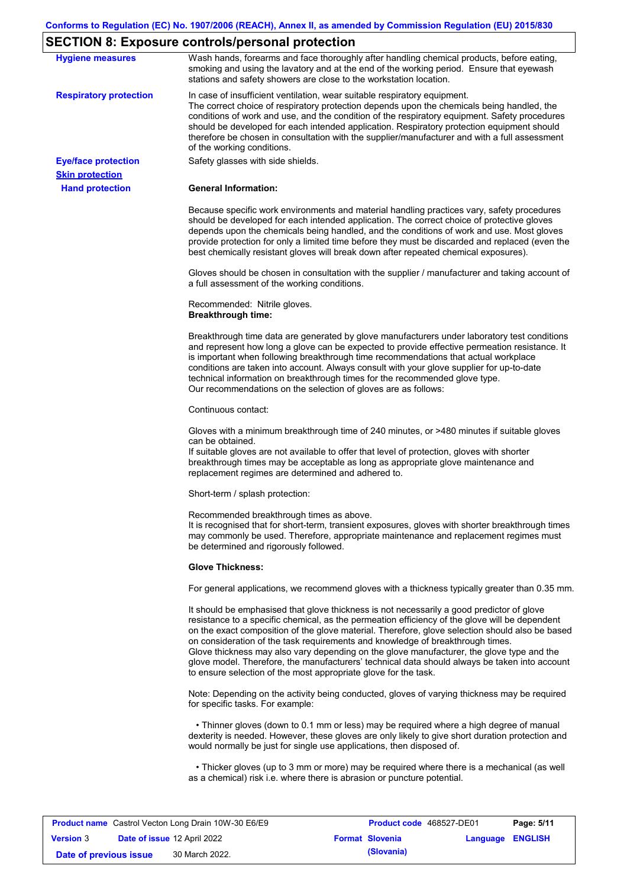## SECTION 8: Exposure controls/personal protection

**Hygiene measures**

Wash hands, forearms and face thoroughly after handling chemical products, before eating, smoking and using the lavatory and at the end of the working period. Ensure that eyewash stations and safety showers are close to the workstation location.

**Respiratory protection**

In case of insufficient ventilation, wear suitable respiratory equipment.
The correct choice of respiratory protection depends upon the chemicals being handled, the conditions of work and use, and the condition of the respiratory equipment. Safety procedures should be developed for each intended application. Respiratory protection equipment should therefore be chosen in consultation with the supplier/manufacturer and with a full assessment of the working conditions.

**Eye/face protection**

Safety glasses with side shields.

**Skin protection**

**Hand protection**

**General Information:**

Because specific work environments and material handling practices vary, safety procedures should be developed for each intended application. The correct choice of protective gloves depends upon the chemicals being handled, and the conditions of work and use. Most gloves provide protection for only a limited time before they must be discarded and replaced (even the best chemically resistant gloves will break down after repeated chemical exposures).

Gloves should be chosen in consultation with the supplier / manufacturer and taking account of a full assessment of the working conditions.

Recommended: Nitrile gloves.
**Breakthrough time:**

Breakthrough time data are generated by glove manufacturers under laboratory test conditions and represent how long a glove can be expected to provide effective permeation resistance. It is important when following breakthrough time recommendations that actual workplace conditions are taken into account. Always consult with your glove supplier for up-to-date technical information on breakthrough times for the recommended glove type.
Our recommendations on the selection of gloves are as follows:

Continuous contact:

Gloves with a minimum breakthrough time of 240 minutes, or >480 minutes if suitable gloves can be obtained.
If suitable gloves are not available to offer that level of protection, gloves with shorter breakthrough times may be acceptable as long as appropriate glove maintenance and replacement regimes are determined and adhered to.

Short-term / splash protection:

Recommended breakthrough times as above.
It is recognised that for short-term, transient exposures, gloves with shorter breakthrough times may commonly be used. Therefore, appropriate maintenance and replacement regimes must be determined and rigorously followed.

**Glove Thickness:**

For general applications, we recommend gloves with a thickness typically greater than 0.35 mm.

It should be emphasised that glove thickness is not necessarily a good predictor of glove resistance to a specific chemical, as the permeation efficiency of the glove will be dependent on the exact composition of the glove material. Therefore, glove selection should also be based on consideration of the task requirements and knowledge of breakthrough times.
Glove thickness may also vary depending on the glove manufacturer, the glove type and the glove model. Therefore, the manufacturers' technical data should always be taken into account to ensure selection of the most appropriate glove for the task.

Note: Depending on the activity being conducted, gloves of varying thickness may be required for specific tasks. For example:

- Thinner gloves (down to 0.1 mm or less) may be required where a high degree of manual dexterity is needed. However, these gloves are only likely to give short duration protection and would normally be just for single use applications, then disposed of.

- Thicker gloves (up to 3 mm or more) may be required where there is a mechanical (as well as a chemical) risk i.e. where there is abrasion or puncture potential.

| **Product name** Castrol Vecton Long Drain 10W-30 E6/E9 | | **Product code** 468527-DE01 | **Page: 5/11** |
|---|---|---|---|
| **Version** 3 | **Date of issue** 12 April 2022 | **Format Slovenia** | **Language ENGLISH** |
| **Date of previous issue** | 30 March 2022. | **(Slovania)** | |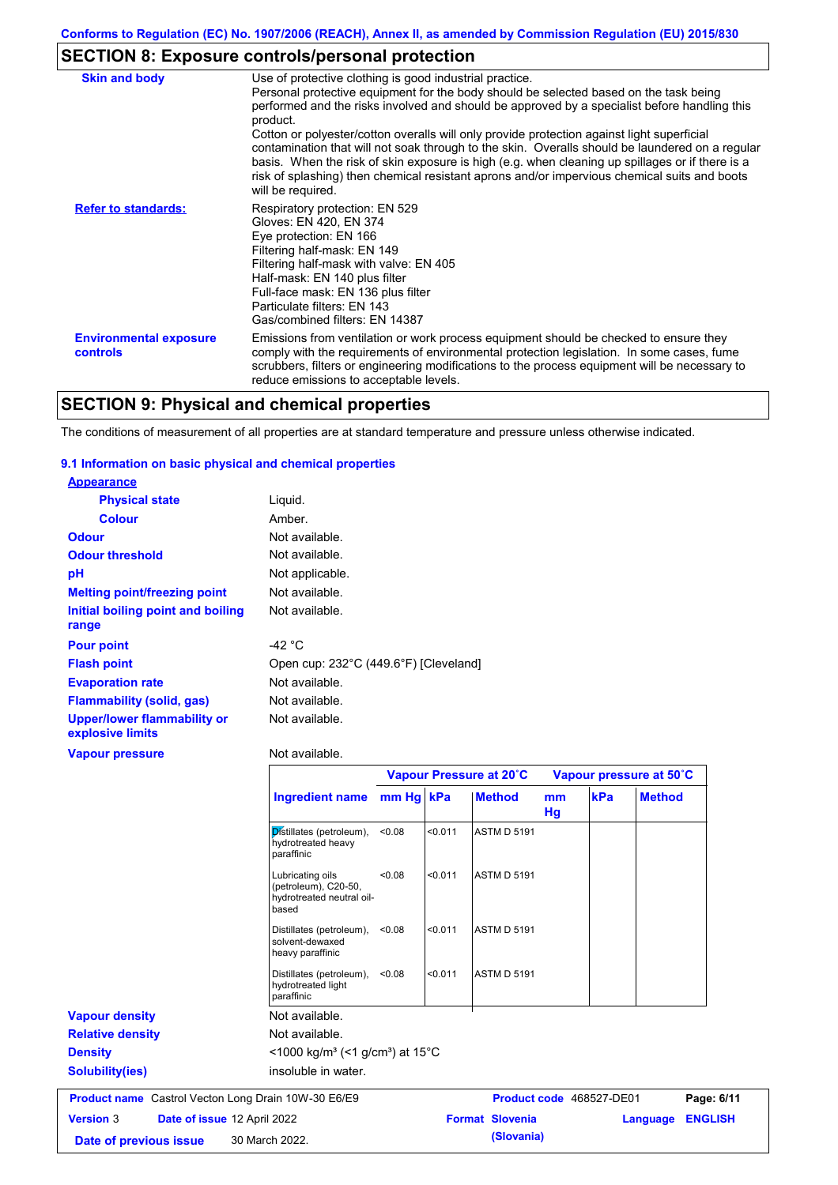## SECTION 8: Exposure controls/personal protection

| | |
|---|---|
| **Skin and body** | Use of protective clothing is good industrial practice. Personal protective equipment for the body should be selected based on the task being performed and the risks involved and should be approved by a specialist before handling this product. Cotton or polyester/cotton overalls will only provide protection against light superficial contamination that will not soak through to the skin. Overalls should be laundered on a regular basis. When the risk of skin exposure is high (e.g. when cleaning up spillages or if there is a risk of splashing) then chemical resistant aprons and/or impervious chemical suits and boots will be required. |
| **Refer to standards:** | Respiratory protection: EN 529<br>Gloves: EN 420, EN 374<br>Eye protection: EN 166<br>Filtering half-mask: EN 149<br>Filtering half-mask with valve: EN 405<br>Half-mask: EN 140 plus filter<br>Full-face mask: EN 136 plus filter<br>Particulate filters: EN 143<br>Gas/combined filters: EN 14387 |
| **Environmental exposure controls** | Emissions from ventilation or work process equipment should be checked to ensure they comply with the requirements of environmental protection legislation. In some cases, fume scrubbers, filters or engineering modifications to the process equipment will be necessary to reduce emissions to acceptable levels. |

## SECTION 9: Physical and chemical properties

The conditions of measurement of all properties are at standard temperature and pressure unless otherwise indicated.

### 9.1 Information on basic physical and chemical properties

**Appearance**

- **Physical state**: Liquid.
- **Colour**: Amber.

**Odour**: Not available.

**Odour threshold**: Not available.

**pH**: Not applicable.

**Melting point/freezing point**: Not available.

**Initial boiling point and boiling range**: Not available.

**Pour point**: -42 °C

**Flash point**: Open cup: 232°C (449.6°F) [Cleveland]

**Evaporation rate**: Not available.

**Flammability (solid, gas)**: Not available.

**Upper/lower flammability or explosive limits**: Not available.

**Vapour pressure**: Not available.

| | Vapour Pressure at 20˚C | | | Vapour pressure at 50˚C | | |
|---|---|---|---|---|---|---|
| **Ingredient name** | **mm Hg** | **kPa** | **Method** | **mm Hg** | **kPa** | **Method** |
| Distillates (petroleum), hydrotreated heavy paraffinic | <0.08 | <0.011 | ASTM D 5191 | | | |
| Lubricating oils (petroleum), C20-50, hydrotreated neutral oil-based | <0.08 | <0.011 | ASTM D 5191 | | | |
| Distillates (petroleum), solvent-dewaxed heavy paraffinic | <0.08 | <0.011 | ASTM D 5191 | | | |
| Distillates (petroleum), hydrotreated light paraffinic | <0.08 | <0.011 | ASTM D 5191 | | | |

**Vapour density**: Not available.

**Relative density**: Not available.

**Density**: <1000 kg/m³ (<1 g/cm³) at 15°C

**Solubility(ies)**: insoluble in water.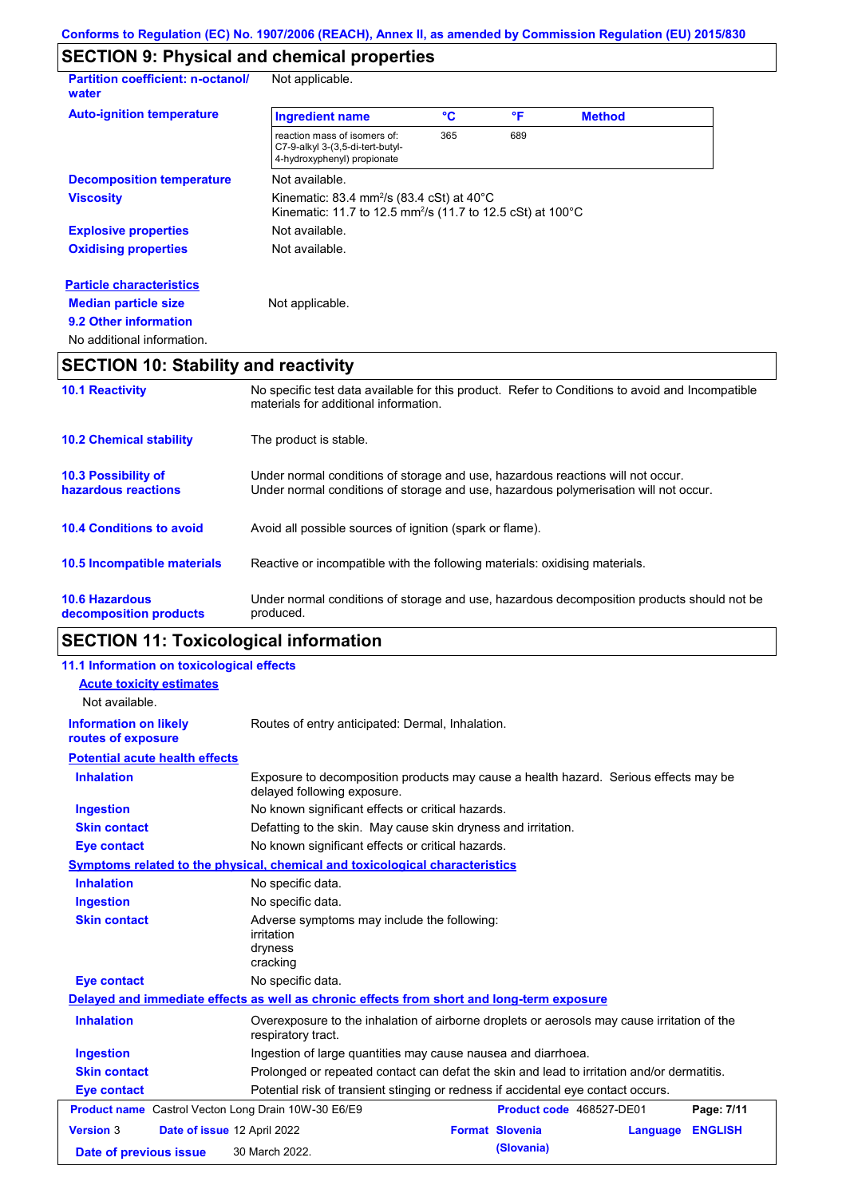Conforms to Regulation (EC) No. 1907/2006 (REACH), Annex II, as amended by Commission Regulation (EU) 2015/830

## SECTION 9: Physical and chemical properties

**Partition coefficient: n-octanol/water** Not applicable.

**Auto-ignition temperature**

| Ingredient name | °C | °F | Method |
|---|---|---|---|
| reaction mass of isomers of: C7-9-alkyl 3-(3,5-di-tert-butyl-4-hydroxyphenyl) propionate | 365 | 689 | |

**Decomposition temperature** Not available.

**Viscosity** Kinematic: 83.4 mm²/s (83.4 cSt) at 40°C
Kinematic: 11.7 to 12.5 mm²/s (11.7 to 12.5 cSt) at 100°C

**Explosive properties** Not available.

**Oxidising properties** Not available.

**Particle characteristics**

**Median particle size** Not applicable.

**9.2 Other information**

No additional information.

## SECTION 10: Stability and reactivity

**10.1 Reactivity** No specific test data available for this product. Refer to Conditions to avoid and Incompatible materials for additional information.

**10.2 Chemical stability** The product is stable.

**10.3 Possibility of hazardous reactions** Under normal conditions of storage and use, hazardous reactions will not occur.
Under normal conditions of storage and use, hazardous polymerisation will not occur.

**10.4 Conditions to avoid** Avoid all possible sources of ignition (spark or flame).

**10.5 Incompatible materials** Reactive or incompatible with the following materials: oxidising materials.

**10.6 Hazardous decomposition products** Under normal conditions of storage and use, hazardous decomposition products should not be produced.

## SECTION 11: Toxicological information

**11.1 Information on toxicological effects**

**Acute toxicity estimates**

Not available.

**Information on likely routes of exposure** Routes of entry anticipated: Dermal, Inhalation.

**Potential acute health effects**

**Inhalation** Exposure to decomposition products may cause a health hazard. Serious effects may be delayed following exposure.

**Ingestion** No known significant effects or critical hazards.

**Skin contact** Defatting to the skin. May cause skin dryness and irritation.

**Eye contact** No known significant effects or critical hazards.

**Symptoms related to the physical, chemical and toxicological characteristics**

**Inhalation** No specific data.

**Ingestion** No specific data.

**Skin contact** Adverse symptoms may include the following:
irritation
dryness
cracking

**Eye contact** No specific data.

**Delayed and immediate effects as well as chronic effects from short and long-term exposure**

**Inhalation** Overexposure to the inhalation of airborne droplets or aerosols may cause irritation of the respiratory tract.

**Ingestion** Ingestion of large quantities may cause nausea and diarrhoea.

**Skin contact** Prolonged or repeated contact can defat the skin and lead to irritation and/or dermatitis.

**Eye contact** Potential risk of transient stinging or redness if accidental eye contact occurs.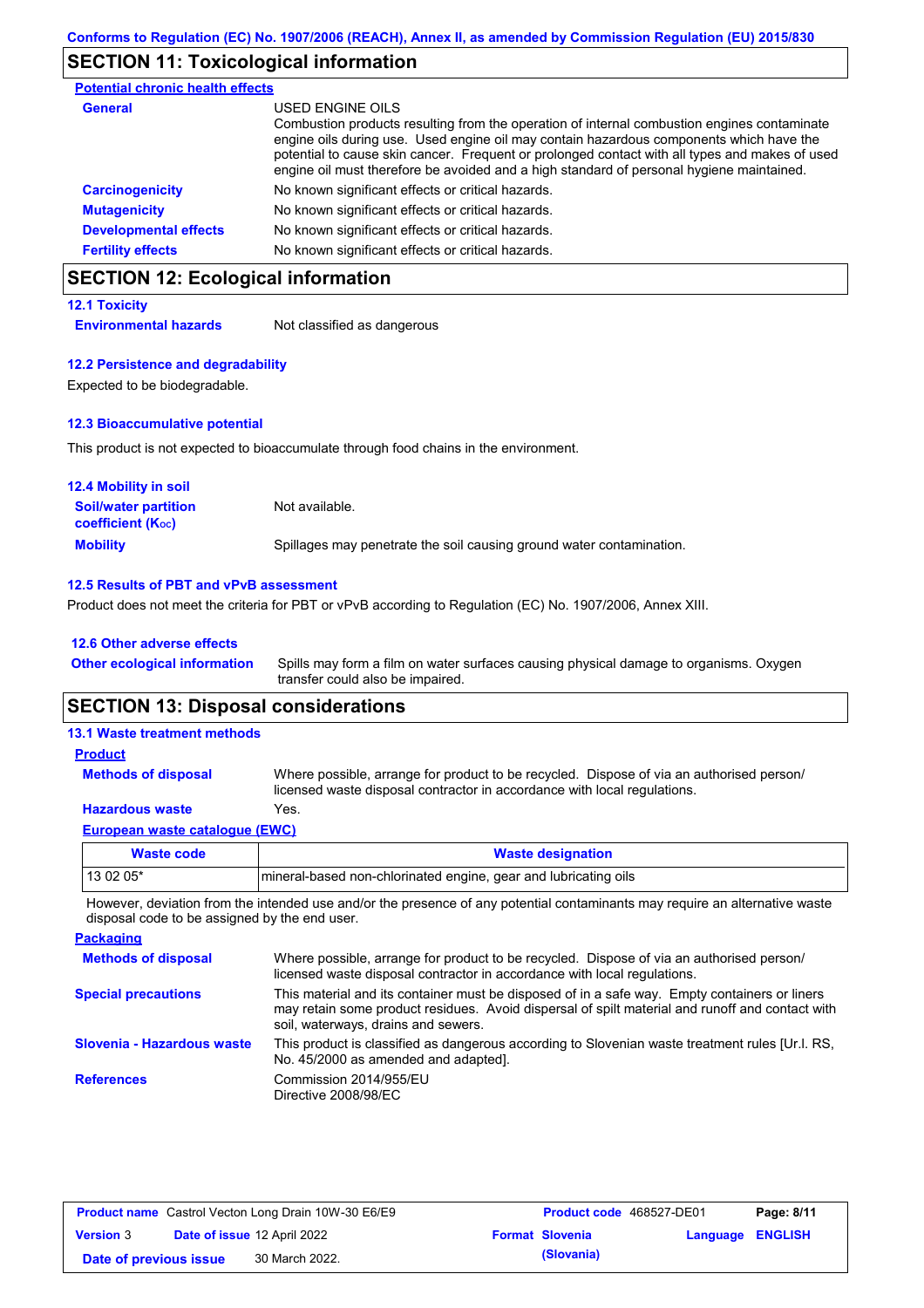Conforms to Regulation (EC) No. 1907/2006 (REACH), Annex II, as amended by Commission Regulation (EU) 2015/830

## SECTION 11: Toxicological information

**Potential chronic health effects**

| | |
|---|---|
| **General** | USED ENGINE OILS<br>Combustion products resulting from the operation of internal combustion engines contaminate engine oils during use. Used engine oil may contain hazardous components which have the potential to cause skin cancer. Frequent or prolonged contact with all types and makes of used engine oil must therefore be avoided and a high standard of personal hygiene maintained. |
| **Carcinogenicity** | No known significant effects or critical hazards. |
| **Mutagenicity** | No known significant effects or critical hazards. |
| **Developmental effects** | No known significant effects or critical hazards. |
| **Fertility effects** | No known significant effects or critical hazards. |

## SECTION 12: Ecological information

### 12.1 Toxicity

**Environmental hazards** Not classified as dangerous

### 12.2 Persistence and degradability

Expected to be biodegradable.

### 12.3 Bioaccumulative potential

This product is not expected to bioaccumulate through food chains in the environment.

### 12.4 Mobility in soil

| | |
|---|---|
| **Soil/water partition coefficient ($K_{OC}$)** | Not available. |
| **Mobility** | Spillages may penetrate the soil causing ground water contamination. |

### 12.5 Results of PBT and vPvB assessment

Product does not meet the criteria for PBT or vPvB according to Regulation (EC) No. 1907/2006, Annex XIII.

### 12.6 Other adverse effects

**Other ecological information** Spills may form a film on water surfaces causing physical damage to organisms. Oxygen transfer could also be impaired.

## SECTION 13: Disposal considerations

### 13.1 Waste treatment methods

**Product**

| | |
|---|---|
| **Methods of disposal** | Where possible, arrange for product to be recycled. Dispose of via an authorised person/ licensed waste disposal contractor in accordance with local regulations. |
| **Hazardous waste** | Yes. |

**European waste catalogue (EWC)**

| Waste code | Waste designation |
|---|---|
| 13 02 05* | mineral-based non-chlorinated engine, gear and lubricating oils |

However, deviation from the intended use and/or the presence of any potential contaminants may require an alternative waste disposal code to be assigned by the end user.

**Packaging**

| | |
|---|---|
| **Methods of disposal** | Where possible, arrange for product to be recycled. Dispose of via an authorised person/ licensed waste disposal contractor in accordance with local regulations. |
| **Special precautions** | This material and its container must be disposed of in a safe way. Empty containers or liners may retain some product residues. Avoid dispersal of spilt material and runoff and contact with soil, waterways, drains and sewers. |
| **Slovenia - Hazardous waste** | This product is classified as dangerous according to Slovenian waste treatment rules [Ur.l. RS, No. 45/2000 as amended and adapted]. |
| **References** | Commission 2014/955/EU<br>Directive 2008/98/EC |

| | | | |
|---|---|---|---|
| **Product name** Castrol Vecton Long Drain 10W-30 E6/E9 | | **Product code** 468527-DE01 | **Page:** 8/11 |
| **Version** 3 | **Date of issue** 12 April 2022 | **Format** Slovenia (Slovania) | **Language** ENGLISH |
| **Date of previous issue** | 30 March 2022. | | |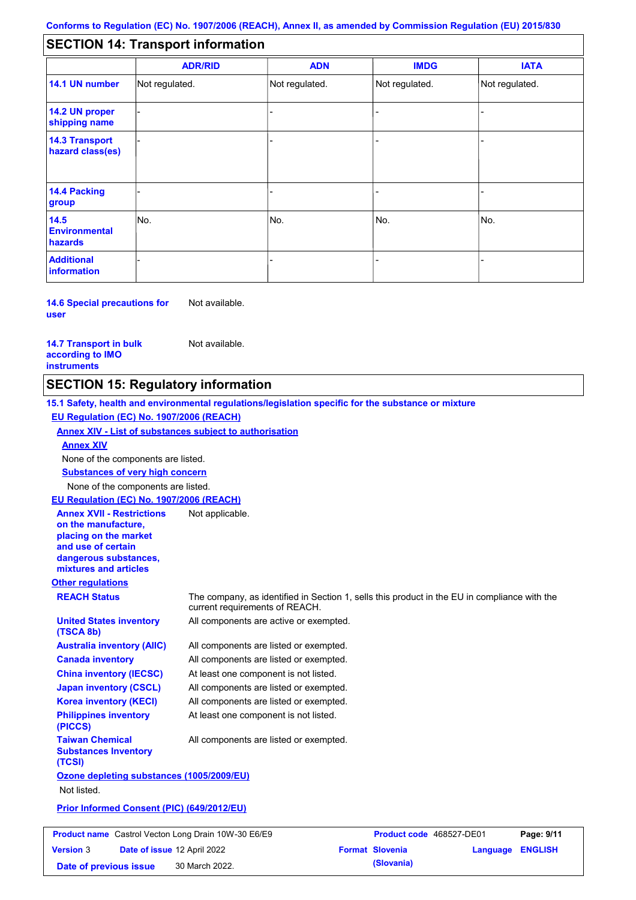Conforms to Regulation (EC) No. 1907/2006 (REACH), Annex II, as amended by Commission Regulation (EU) 2015/830

## SECTION 14: Transport information

| | ADR/RID | ADN | IMDG | IATA |
|---|---|---|---|---|
| 14.1 UN number | Not regulated. | Not regulated. | Not regulated. | Not regulated. |
| 14.2 UN proper shipping name | - | - | - | - |
| 14.3 Transport hazard class(es) | - | - | - | - |
| 14.4 Packing group | - | - | - | - |
| 14.5 Environmental hazards | No. | No. | No. | No. |
| Additional information | - | - | - | - |

**14.6 Special precautions for user** Not available.

**14.7 Transport in bulk according to IMO instruments** Not available.

## SECTION 15: Regulatory information

**15.1 Safety, health and environmental regulations/legislation specific for the substance or mixture**

**EU Regulation (EC) No. 1907/2006 (REACH)**

**Annex XIV - List of substances subject to authorisation**

**Annex XIV**

None of the components are listed.

**Substances of very high concern**

None of the components are listed.

**EU Regulation (EC) No. 1907/2006 (REACH)**

**Annex XVII - Restrictions on the manufacture, placing on the market and use of certain dangerous substances, mixtures and articles** Not applicable.

**Other regulations**

**REACH Status** The company, as identified in Section 1, sells this product in the EU in compliance with the current requirements of REACH.

**United States inventory (TSCA 8b)** All components are active or exempted.

**Australia inventory (AIIC)** All components are listed or exempted.

**Canada inventory** All components are listed or exempted.

**China inventory (IECSC)** At least one component is not listed.

**Japan inventory (CSCL)** All components are listed or exempted.

**Korea inventory (KECI)** All components are listed or exempted.

**Philippines inventory (PICCS)** At least one component is not listed.

**Taiwan Chemical Substances Inventory (TCSI)** All components are listed or exempted.

**Ozone depleting substances (1005/2009/EU)**

Not listed.

**Prior Informed Consent (PIC) (649/2012/EU)**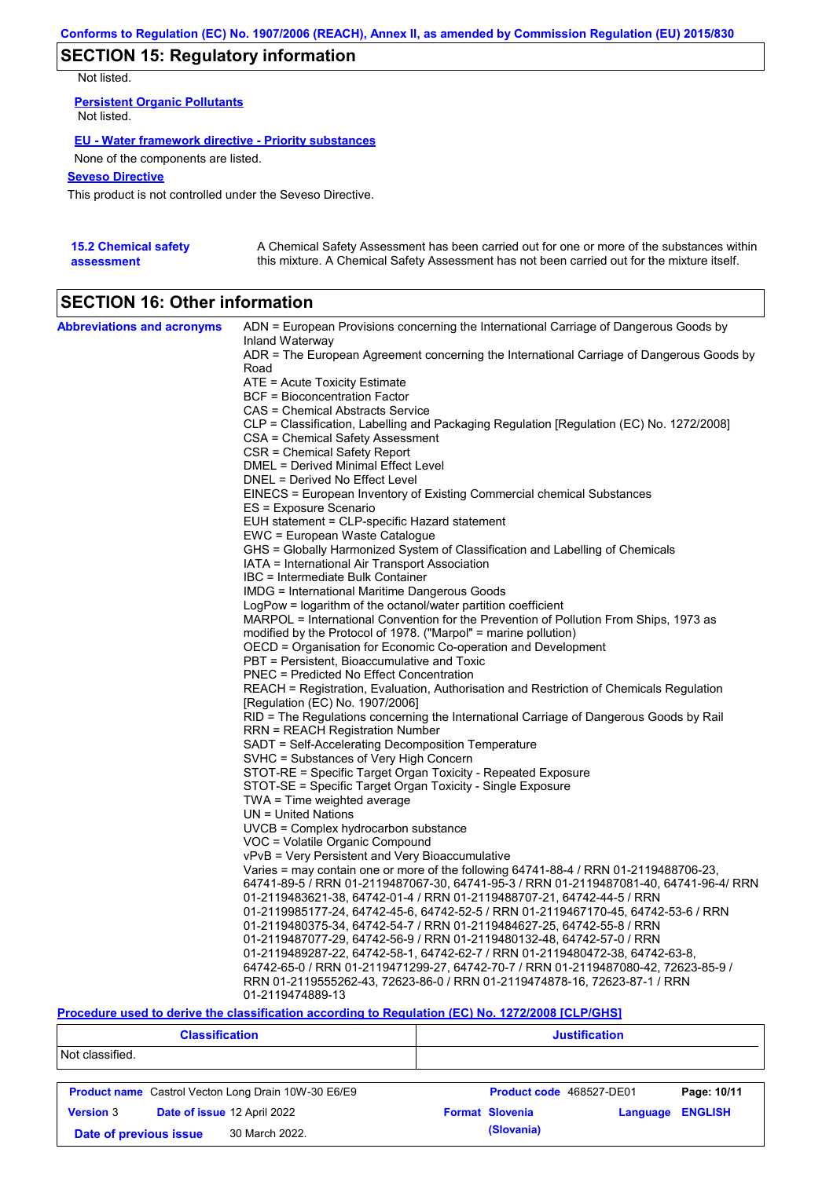## SECTION 15: Regulatory information

Not listed.

**Persistent Organic Pollutants**

Not listed.

**EU - Water framework directive - Priority substances**

None of the components are listed.

**Seveso Directive**

This product is not controlled under the Seveso Directive.

**15.2 Chemical safety assessment**

A Chemical Safety Assessment has been carried out for one or more of the substances within this mixture. A Chemical Safety Assessment has not been carried out for the mixture itself.

## SECTION 16: Other information

**Abbreviations and acronyms**

ADN = European Provisions concerning the International Carriage of Dangerous Goods by Inland Waterway
ADR = The European Agreement concerning the International Carriage of Dangerous Goods by Road
ATE = Acute Toxicity Estimate
BCF = Bioconcentration Factor
CAS = Chemical Abstracts Service
CLP = Classification, Labelling and Packaging Regulation [Regulation (EC) No. 1272/2008]
CSA = Chemical Safety Assessment
CSR = Chemical Safety Report
DMEL = Derived Minimal Effect Level
DNEL = Derived No Effect Level
EINECS = European Inventory of Existing Commercial chemical Substances
ES = Exposure Scenario
EUH statement = CLP-specific Hazard statement
EWC = European Waste Catalogue
GHS = Globally Harmonized System of Classification and Labelling of Chemicals
IATA = International Air Transport Association
IBC = Intermediate Bulk Container
IMDG = International Maritime Dangerous Goods
LogPow = logarithm of the octanol/water partition coefficient
MARPOL = International Convention for the Prevention of Pollution From Ships, 1973 as modified by the Protocol of 1978. ("Marpol" = marine pollution)
OECD = Organisation for Economic Co-operation and Development
PBT = Persistent, Bioaccumulative and Toxic
PNEC = Predicted No Effect Concentration
REACH = Registration, Evaluation, Authorisation and Restriction of Chemicals Regulation [Regulation (EC) No. 1907/2006]
RID = The Regulations concerning the International Carriage of Dangerous Goods by Rail
RRN = REACH Registration Number
SADT = Self-Accelerating Decomposition Temperature
SVHC = Substances of Very High Concern
STOT-RE = Specific Target Organ Toxicity - Repeated Exposure
STOT-SE = Specific Target Organ Toxicity - Single Exposure
TWA = Time weighted average
UN = United Nations
UVCB = Complex hydrocarbon substance
VOC = Volatile Organic Compound
vPvB = Very Persistent and Very Bioaccumulative
Varies = may contain one or more of the following 64741-88-4 / RRN 01-2119488706-23, 64741-89-5 / RRN 01-2119487067-30, 64741-95-3 / RRN 01-2119487081-40, 64741-96-4/ RRN 01-2119483621-38, 64742-01-4 / RRN 01-2119488707-21, 64742-44-5 / RRN 01-2119985177-24, 64742-45-6, 64742-52-5 / RRN 01-2119467170-45, 64742-53-6 / RRN 01-2119480375-34, 64742-54-7 / RRN 01-2119484627-25, 64742-55-8 / RRN 01-2119487077-29, 64742-56-9 / RRN 01-2119480132-48, 64742-57-0 / RRN 01-2119489287-22, 64742-58-1, 64742-62-7 / RRN 01-2119480472-38, 64742-63-8, 64742-65-0 / RRN 01-2119471299-27, 64742-70-7 / RRN 01-2119487080-42, 72623-85-9 / RRN 01-2119555262-43, 72623-86-0 / RRN 01-2119474878-16, 72623-87-1 / RRN 01-2119474889-13

**Procedure used to derive the classification according to Regulation (EC) No. 1272/2008 [CLP/GHS]**

| Classification | Justification |
|---|---|
| Not classified. | |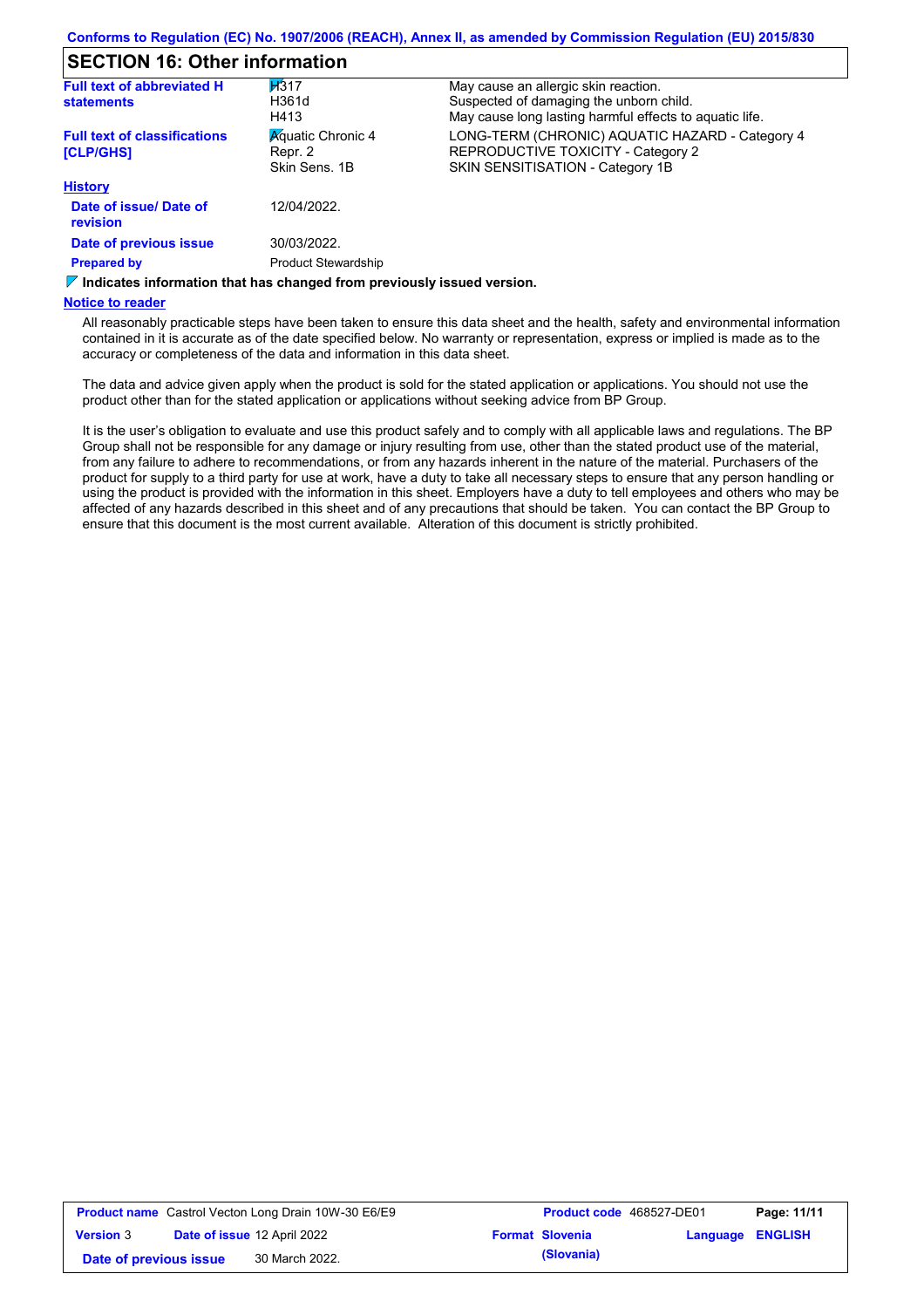## SECTION 16: Other information

| | | |
|---|---|---|
| **Full text of abbreviated H statements** | H317 | May cause an allergic skin reaction. |
| | H361d | Suspected of damaging the unborn child. |
| | H413 | May cause long lasting harmful effects to aquatic life. |
| **Full text of classifications [CLP/GHS]** | Aquatic Chronic 4 | LONG-TERM (CHRONIC) AQUATIC HAZARD - Category 4 |
| | Repr. 2 | REPRODUCTIVE TOXICITY - Category 2 |
| | Skin Sens. 1B | SKIN SENSITISATION - Category 1B |

**History**

| | |
|---|---|
| **Date of issue/ Date of revision** | 12/04/2022. |
| **Date of previous issue** | 30/03/2022. |
| **Prepared by** | Product Stewardship |

**Indicates information that has changed from previously issued version.**

**Notice to reader**

All reasonably practicable steps have been taken to ensure this data sheet and the health, safety and environmental information contained in it is accurate as of the date specified below. No warranty or representation, express or implied is made as to the accuracy or completeness of the data and information in this data sheet.

The data and advice given apply when the product is sold for the stated application or applications. You should not use the product other than for the stated application or applications without seeking advice from BP Group.

It is the user's obligation to evaluate and use this product safely and to comply with all applicable laws and regulations. The BP Group shall not be responsible for any damage or injury resulting from use, other than the stated product use of the material, from any failure to adhere to recommendations, or from any hazards inherent in the nature of the material. Purchasers of the product for supply to a third party for use at work, have a duty to take all necessary steps to ensure that any person handling or using the product is provided with the information in this sheet. Employers have a duty to tell employees and others who may be affected of any hazards described in this sheet and of any precautions that should be taken. You can contact the BP Group to ensure that this document is the most current available. Alteration of this document is strictly prohibited.